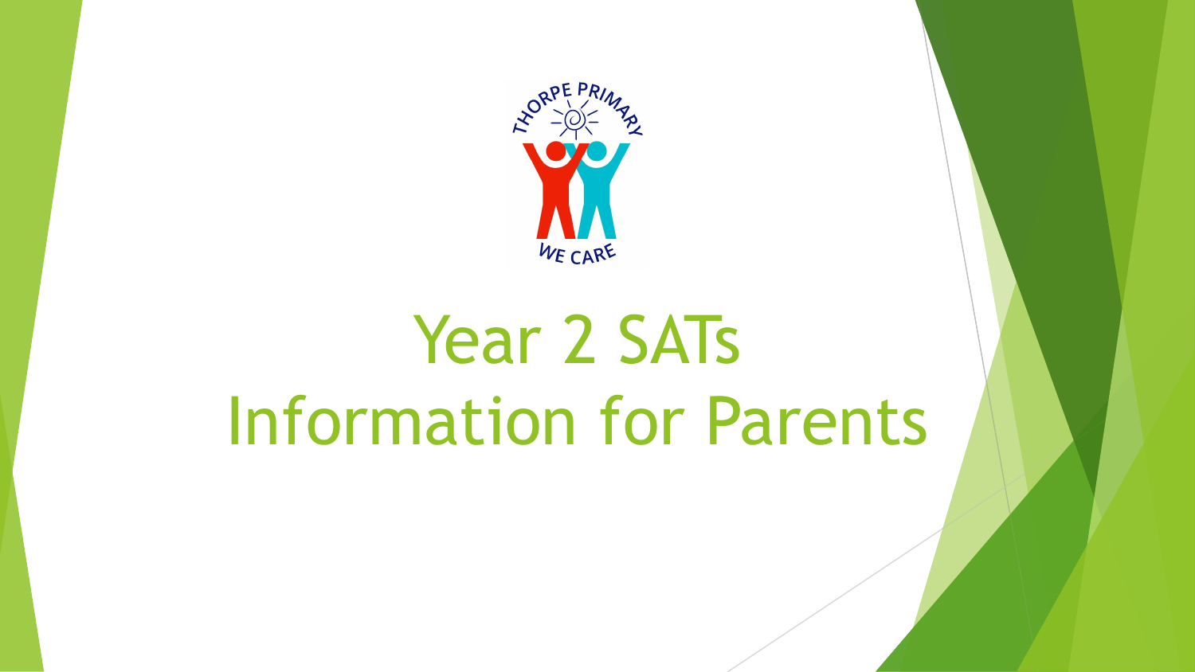# Year 2 SATs Information for Parents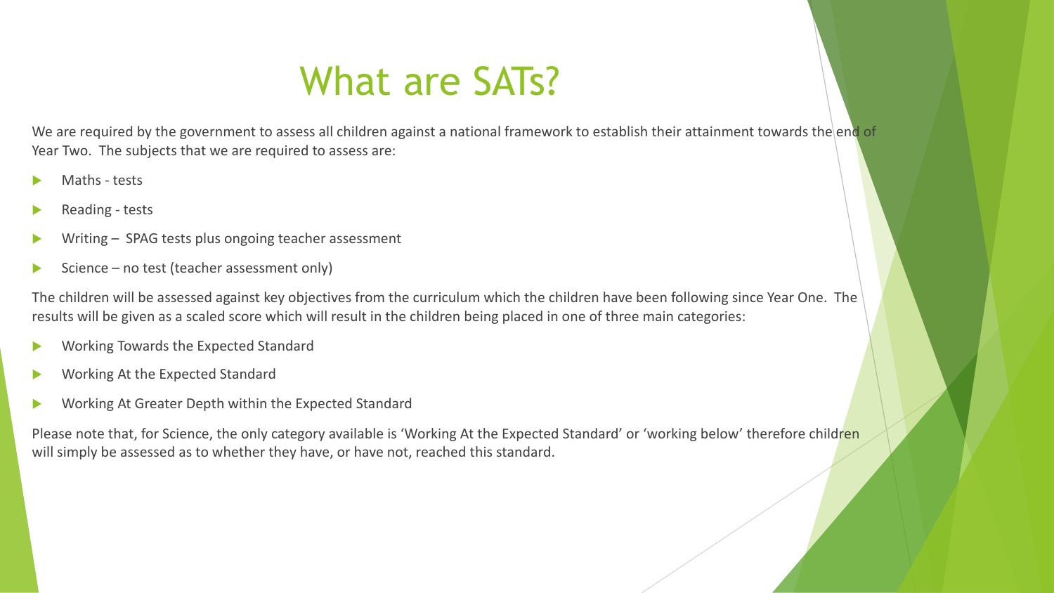# What are SATs?

We are required by the government to assess all children against a national framework to establish their attainment towards the end of Year Two. The subjects that we are required to assess are:

- Maths - tests
- Reading - tests
- Writing – SPAG tests plus ongoing teacher assessment
- Science – no test (teacher assessment only)

The children will be assessed against key objectives from the curriculum which the children have been following since Year One. The results will be given as a scaled score which will result in the children being placed in one of three main categories:

- Working Towards the Expected Standard
- Working At the Expected Standard
- Working At Greater Depth within the Expected Standard

Please note that, for Science, the only category available is 'Working At the Expected Standard' or 'working below' therefore children will simply be assessed as to whether they have, or have not, reached this standard.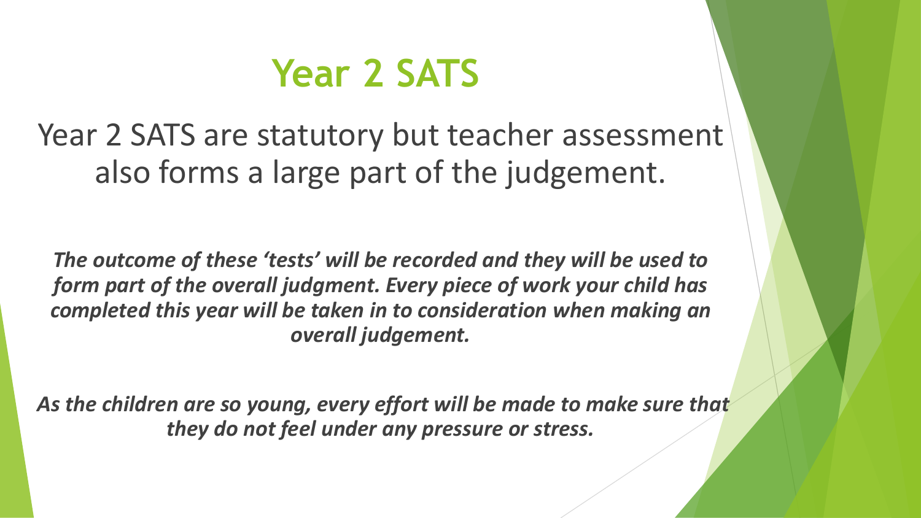# Year 2 SATS

Year 2 SATS are statutory but teacher assessment also forms a large part of the judgement.

***The outcome of these 'tests' will be recorded and they will be used to form part of the overall judgment. Every piece of work your child has completed this year will be taken in to consideration when making an overall judgement.***

***As the children are so young, every effort will be made to make sure that they do not feel under any pressure or stress.***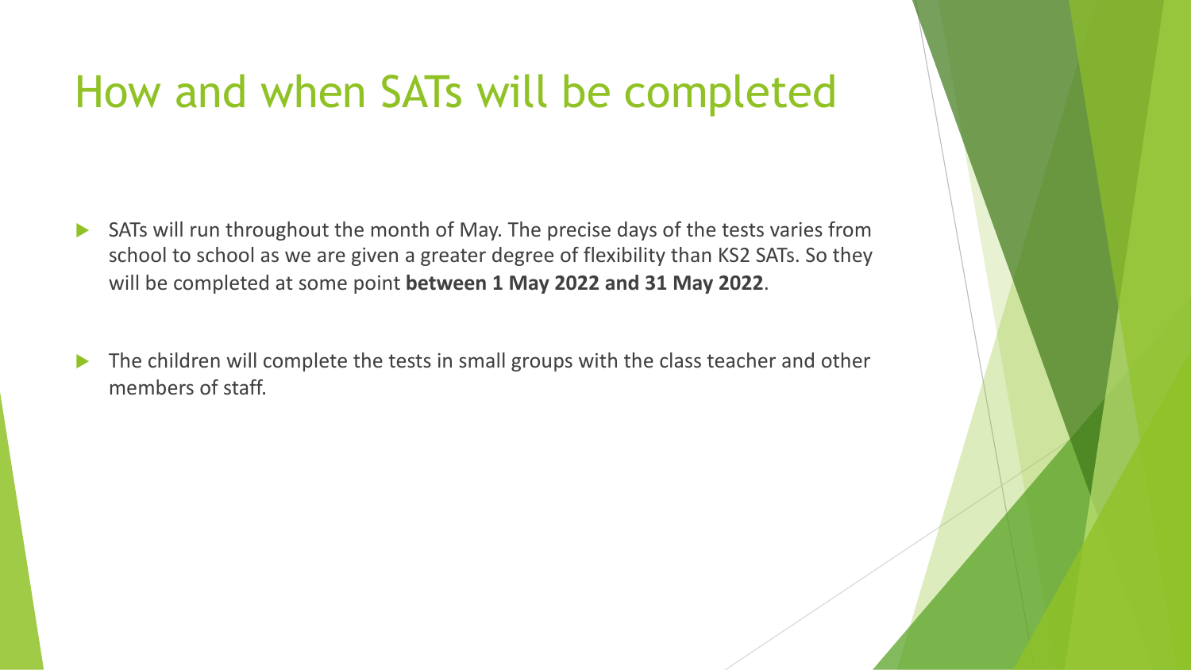# How and when SATs will be completed

- SATs will run throughout the month of May. The precise days of the tests varies from school to school as we are given a greater degree of flexibility than KS2 SATs. So they will be completed at some point **between 1 May 2022 and 31 May 2022**.
- The children will complete the tests in small groups with the class teacher and other members of staff.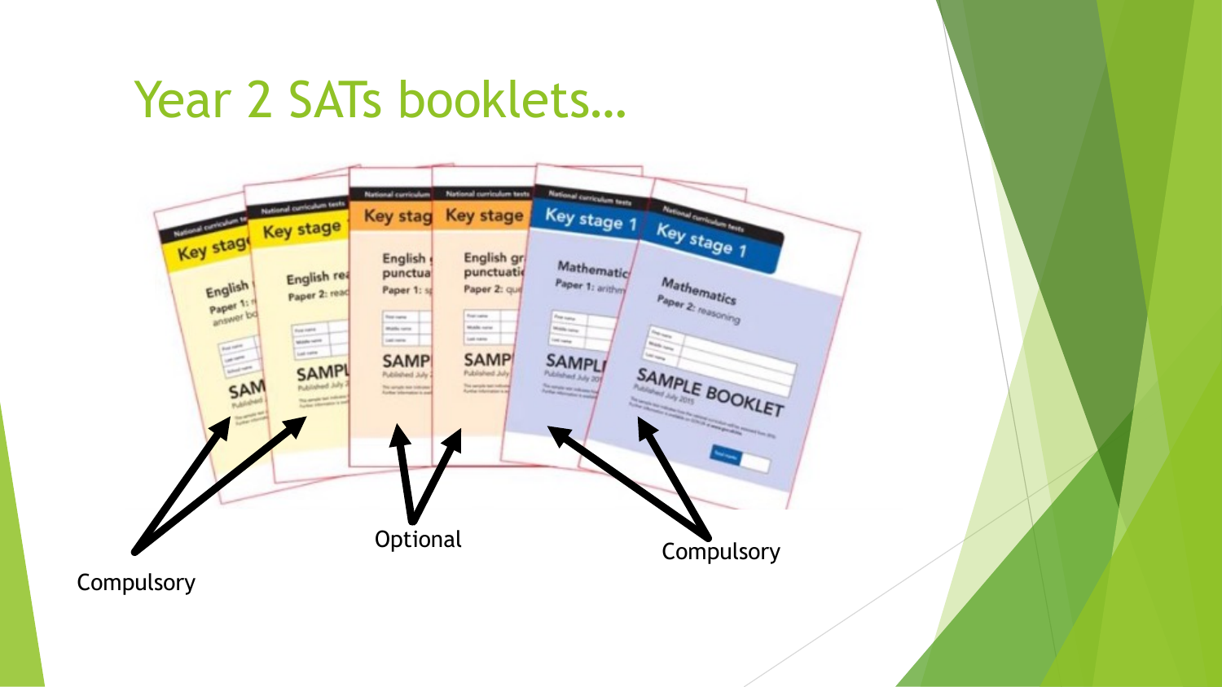# Year 2 SATs booklets…

Compulsory

Optional

Compulsory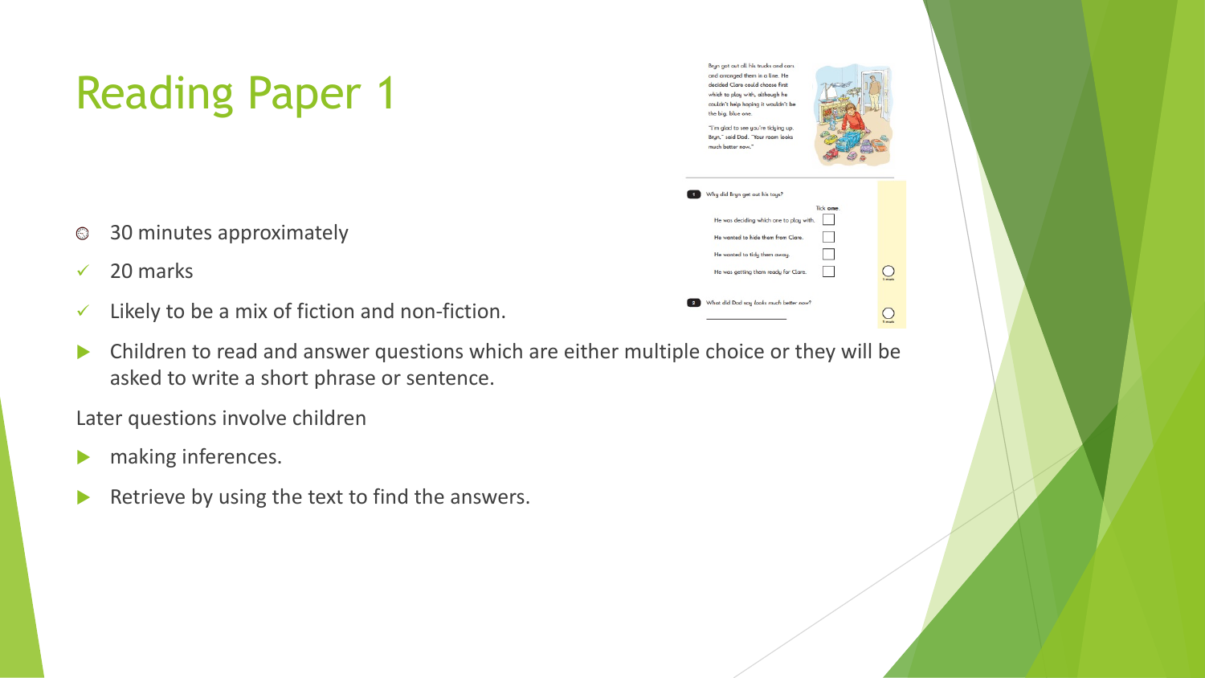# Reading Paper 1

Bryn got out all his trucks and cars and arranged them in a line. He decided Clare could choose first which to play with, although he couldn't help hoping it wouldn't be the big, blue one.

"I'm glad to see you're tidying up, Bryn," said Dad. "Your room looks much better now."

1 Why did Bryn get out his toys?

Tick **one**.

- He was deciding which one to play with. ☐
- He wanted to hide them from Clare. ☐
- He wanted to tidy them away. ☐
- He was getting them ready for Clare. ☐

1 mark

2 What did Dad say *looks* much better now?

\_\_\_\_\_\_\_\_\_\_\_\_\_\_\_\_\_\_\_\_

1 mark

- 30 minutes approximately
- 20 marks
- Likely to be a mix of fiction and non-fiction.
- Children to read and answer questions which are either multiple choice or they will be asked to write a short phrase or sentence.

Later questions involve children

- making inferences.
- Retrieve by using the text to find the answers.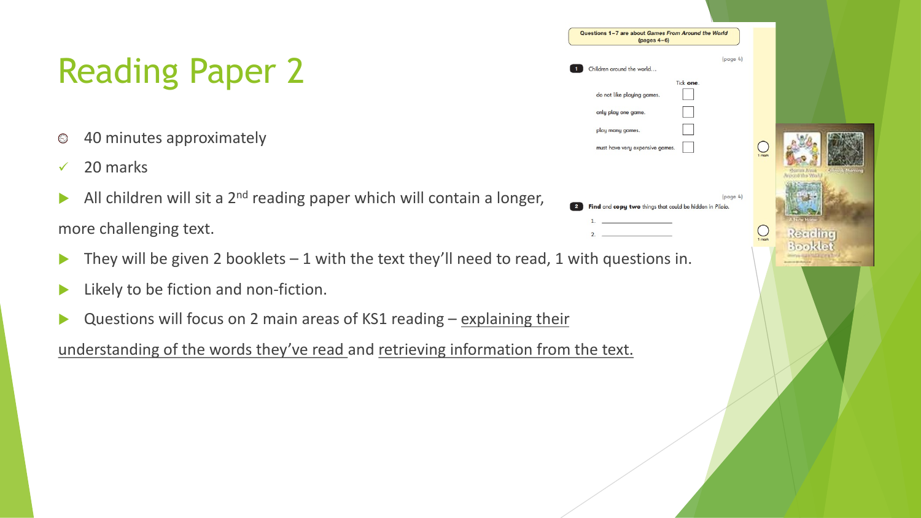# Reading Paper 2

- 40 minutes approximately
- 20 marks
- All children will sit a 2nd reading paper which will contain a longer, more challenging text.
- They will be given 2 booklets – 1 with the text they'll need to read, 1 with questions in.
- Likely to be fiction and non-fiction.
- Questions will focus on 2 main areas of KS1 reading – explaining their understanding of the words they've read and retrieving information from the text.

Questions 1–7 are about *Games From Around the World* (pages 4–6)

(page 4)

**1** Children around the world…

Tick **one**.

- do not like playing games. ☐
- only play one game. ☐
- play many games. ☐
- must have very expensive games. ☐

1 mark

(page 4)

**2** **Find** and **copy** **two** things that could be hidden in Pilolo.

1. ____________
2. ____________

1 mark

Reading Booklet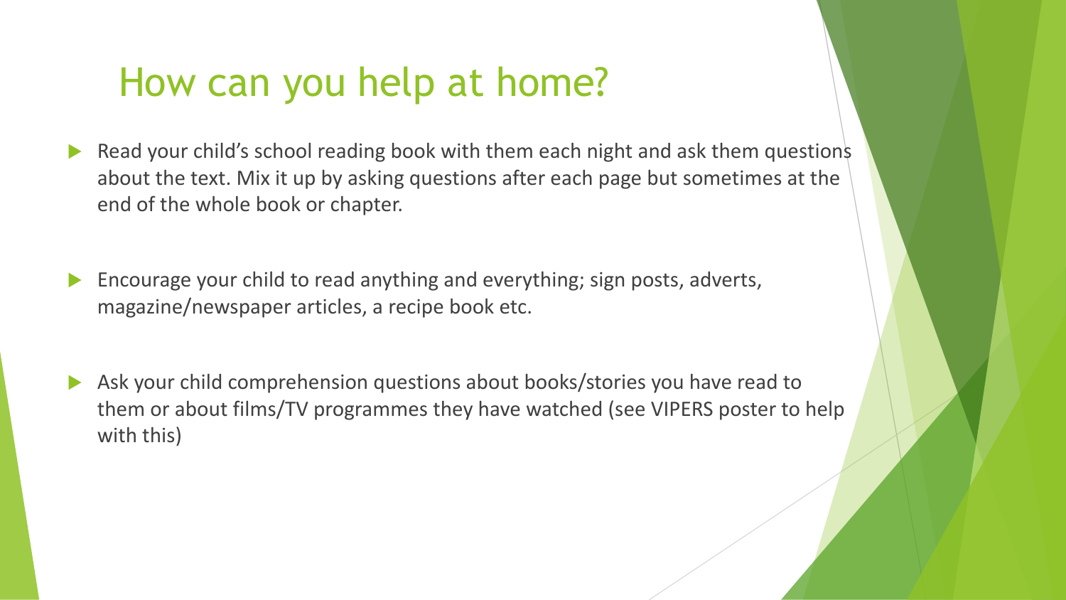# How can you help at home?

- Read your child's school reading book with them each night and ask them questions about the text. Mix it up by asking questions after each page but sometimes at the end of the whole book or chapter.

- Encourage your child to read anything and everything; sign posts, adverts, magazine/newspaper articles, a recipe book etc.

- Ask your child comprehension questions about books/stories you have read to them or about films/TV programmes they have watched (see VIPERS poster to help with this)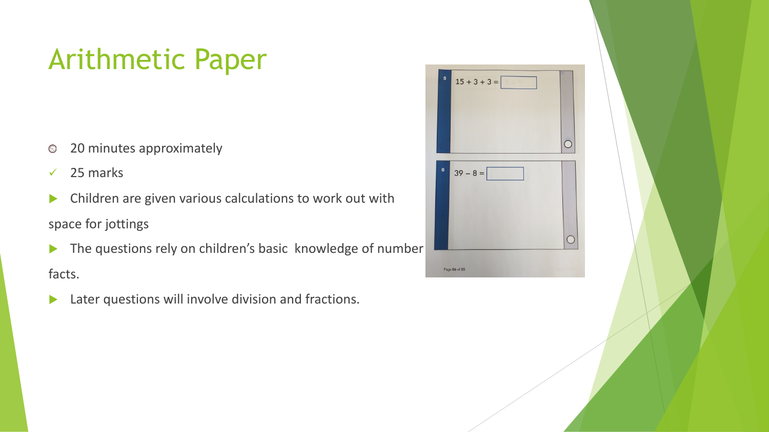# Arithmetic Paper

- 20 minutes approximately
- 25 marks
- Children are given various calculations to work out with space for jottings
- The questions rely on children's basic knowledge of number facts.
- Later questions will involve division and fractions.

5 $15 + 3 + 3 =$ ☐

6 $39 - 8 =$ ☐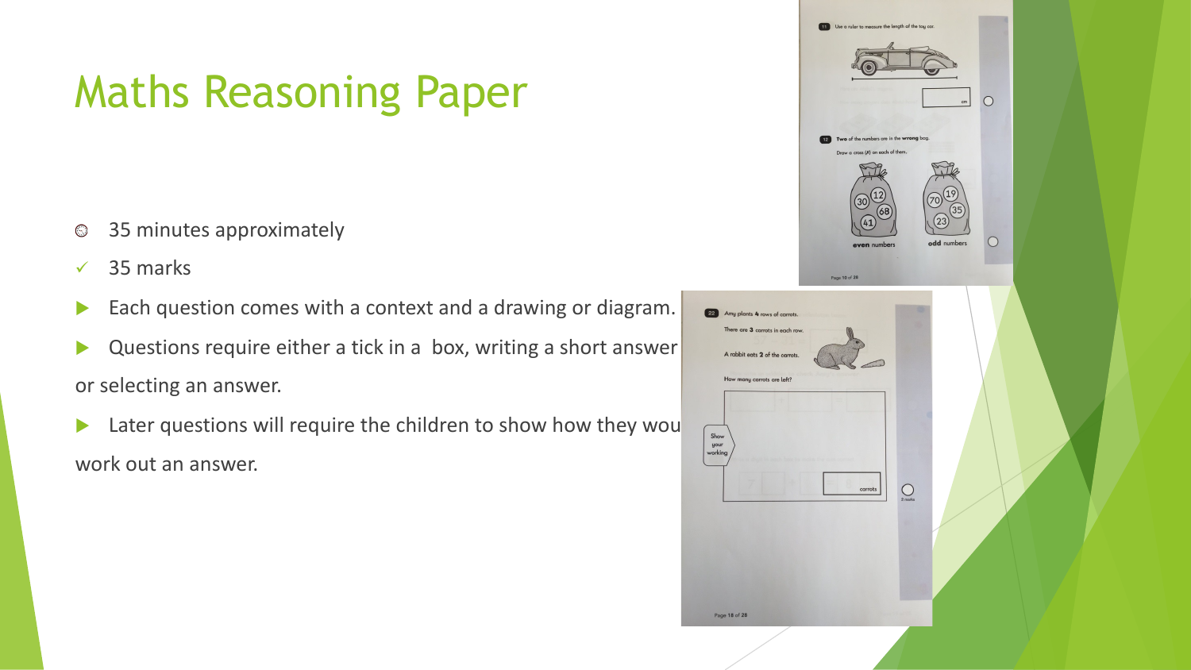# Maths Reasoning Paper

- 35 minutes approximately
- 35 marks
- Each question comes with a context and a drawing or diagram.
- Questions require either a tick in a box, writing a short answer or selecting an answer.
- Later questions will require the children to show how they wou work out an answer.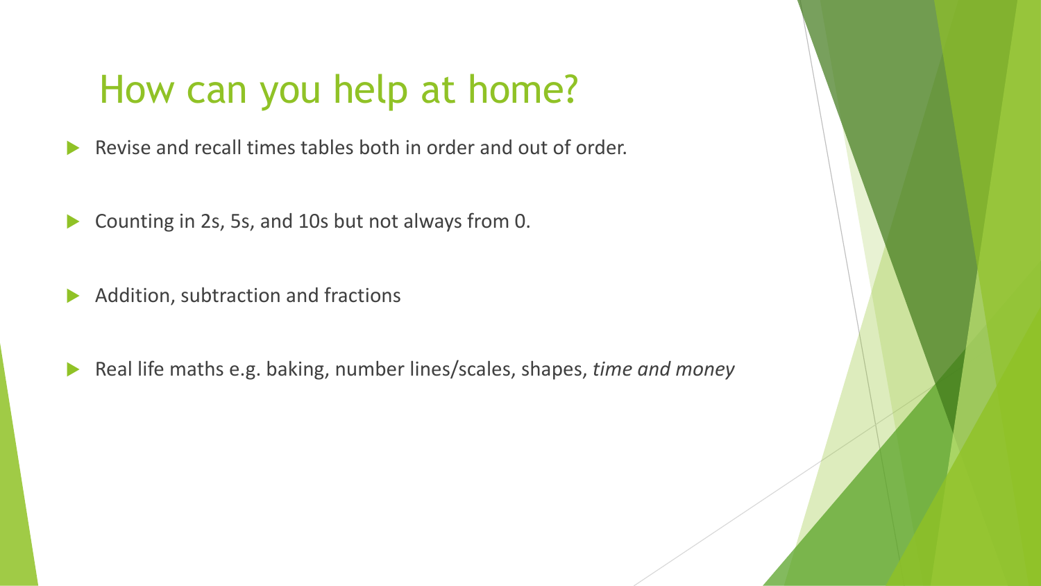# How can you help at home?

- Revise and recall times tables both in order and out of order.
- Counting in 2s, 5s, and 10s but not always from 0.
- Addition, subtraction and fractions
- Real life maths e.g. baking, number lines/scales, shapes, *time and money*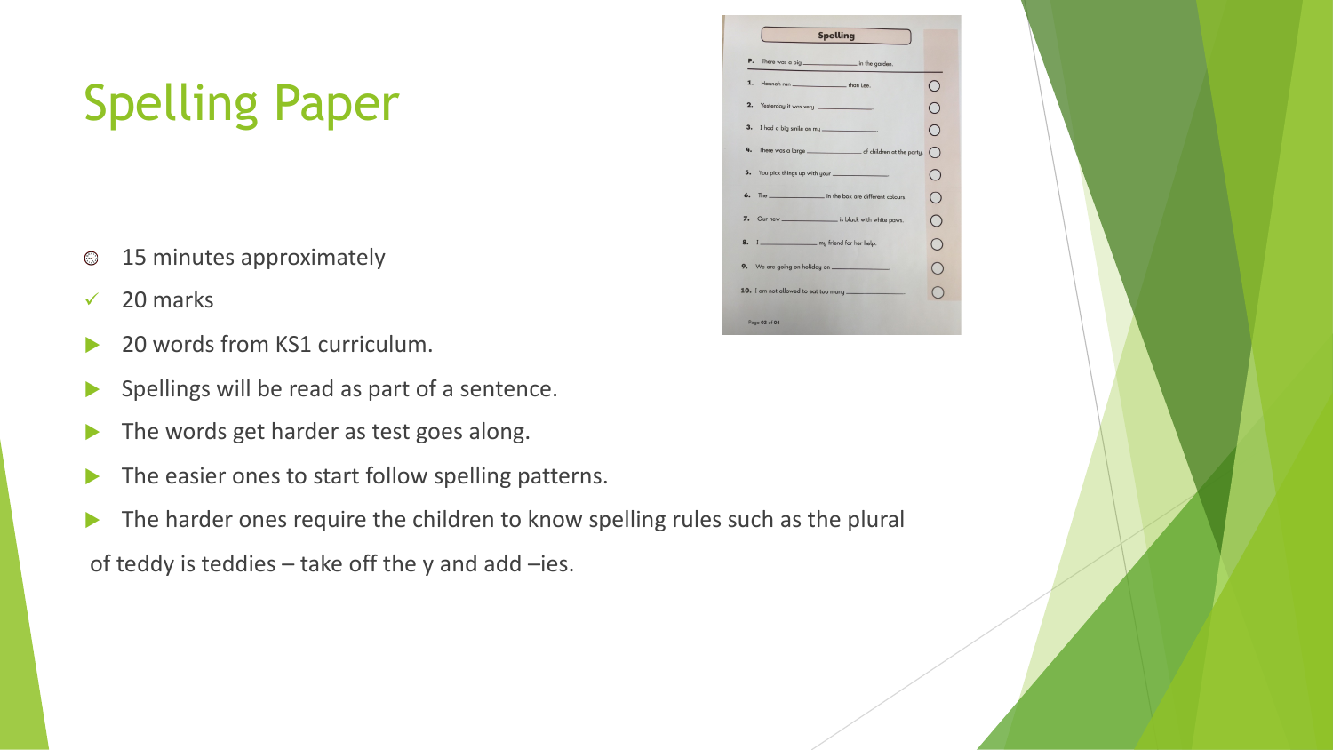# Spelling Paper

- 15 minutes approximately
- 20 marks
- 20 words from KS1 curriculum.
- Spellings will be read as part of a sentence.
- The words get harder as test goes along.
- The easier ones to start follow spelling patterns.
- The harder ones require the children to know spelling rules such as the plural of teddy is teddies – take off the y and add –ies.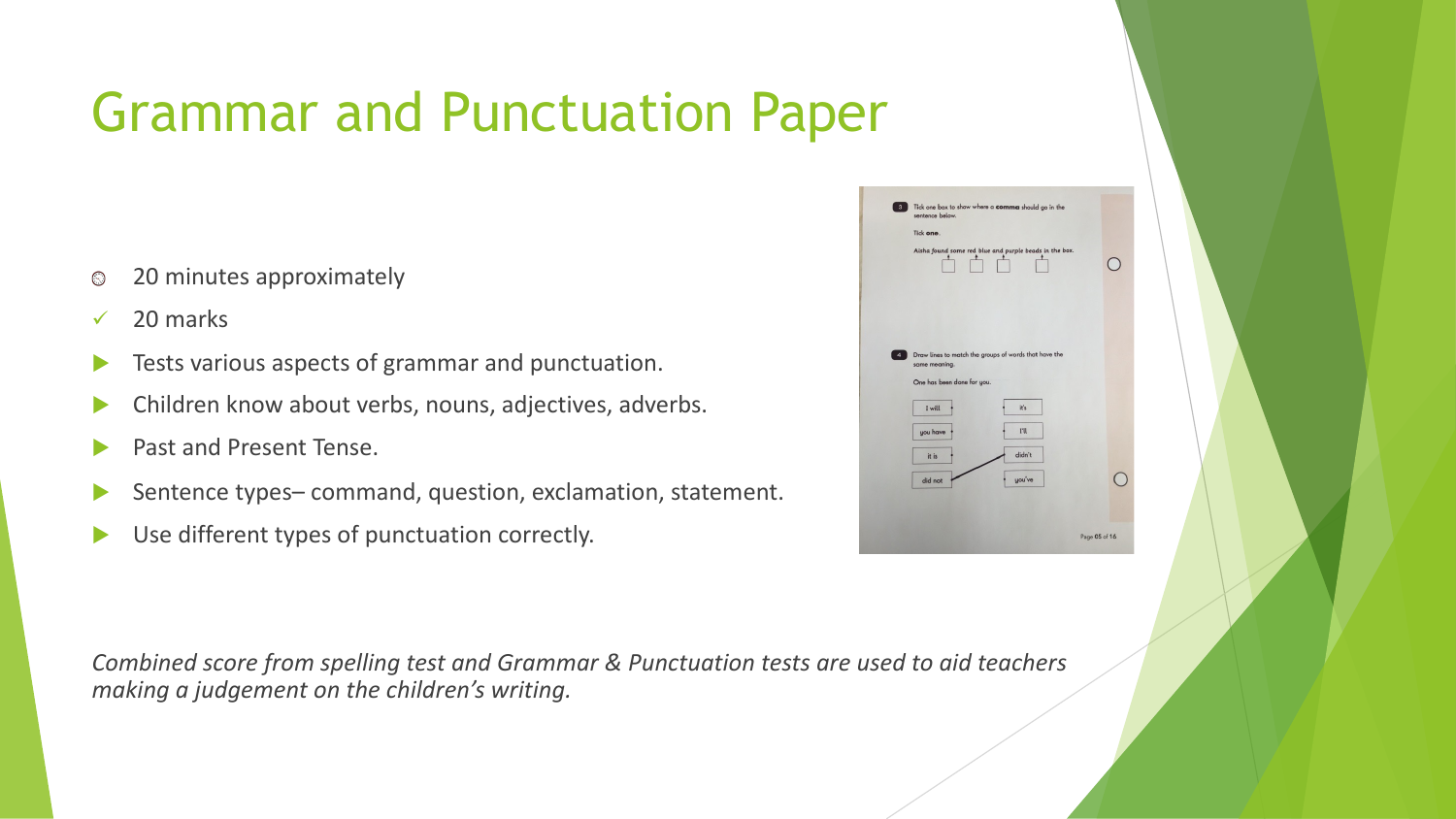# Grammar and Punctuation Paper

- 20 minutes approximately
- 20 marks
- Tests various aspects of grammar and punctuation.
- Children know about verbs, nouns, adjectives, adverbs.
- Past and Present Tense.
- Sentence types– command, question, exclamation, statement.
- Use different types of punctuation correctly.

*Combined score from spelling test and Grammar & Punctuation tests are used to aid teachers making a judgement on the children's writing.*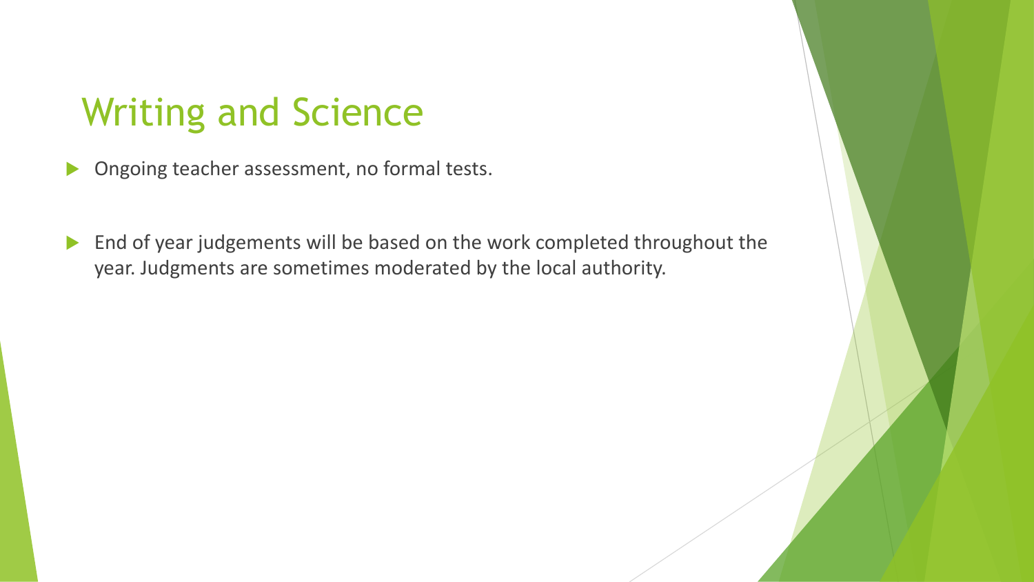# Writing and Science

- Ongoing teacher assessment, no formal tests.
- End of year judgements will be based on the work completed throughout the year. Judgments are sometimes moderated by the local authority.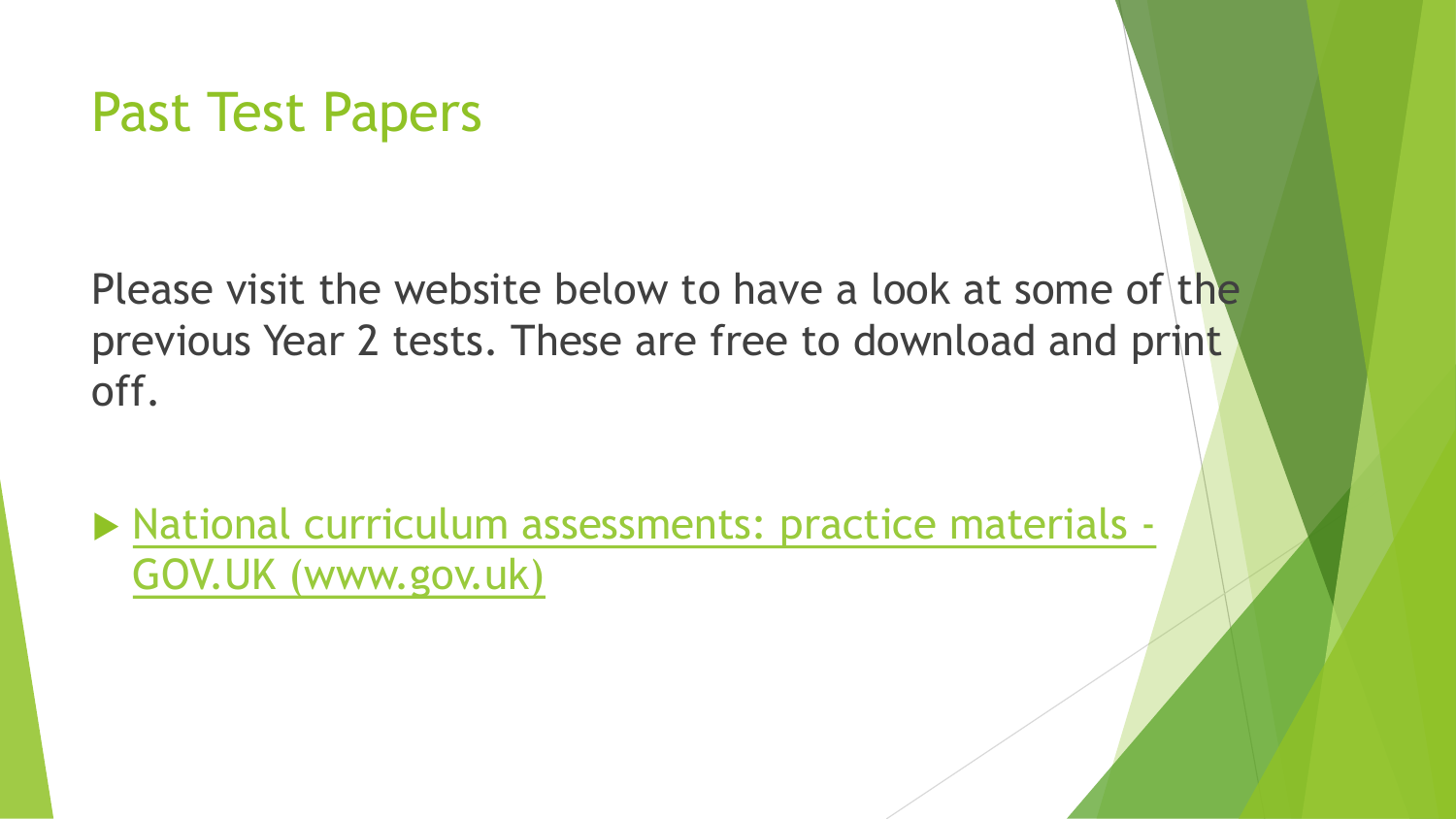# Past Test Papers

Please visit the website below to have a look at some of the previous Year 2 tests. These are free to download and print off.

- National curriculum assessments: practice materials - GOV.UK (www.gov.uk)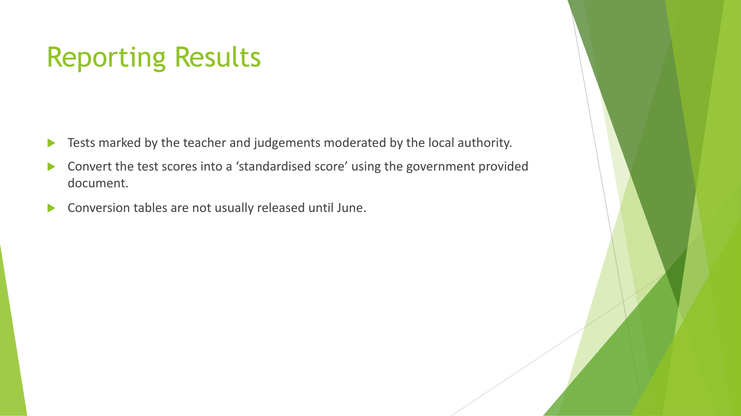# Reporting Results

- Tests marked by the teacher and judgements moderated by the local authority.
- Convert the test scores into a 'standardised score' using the government provided document.
- Conversion tables are not usually released until June.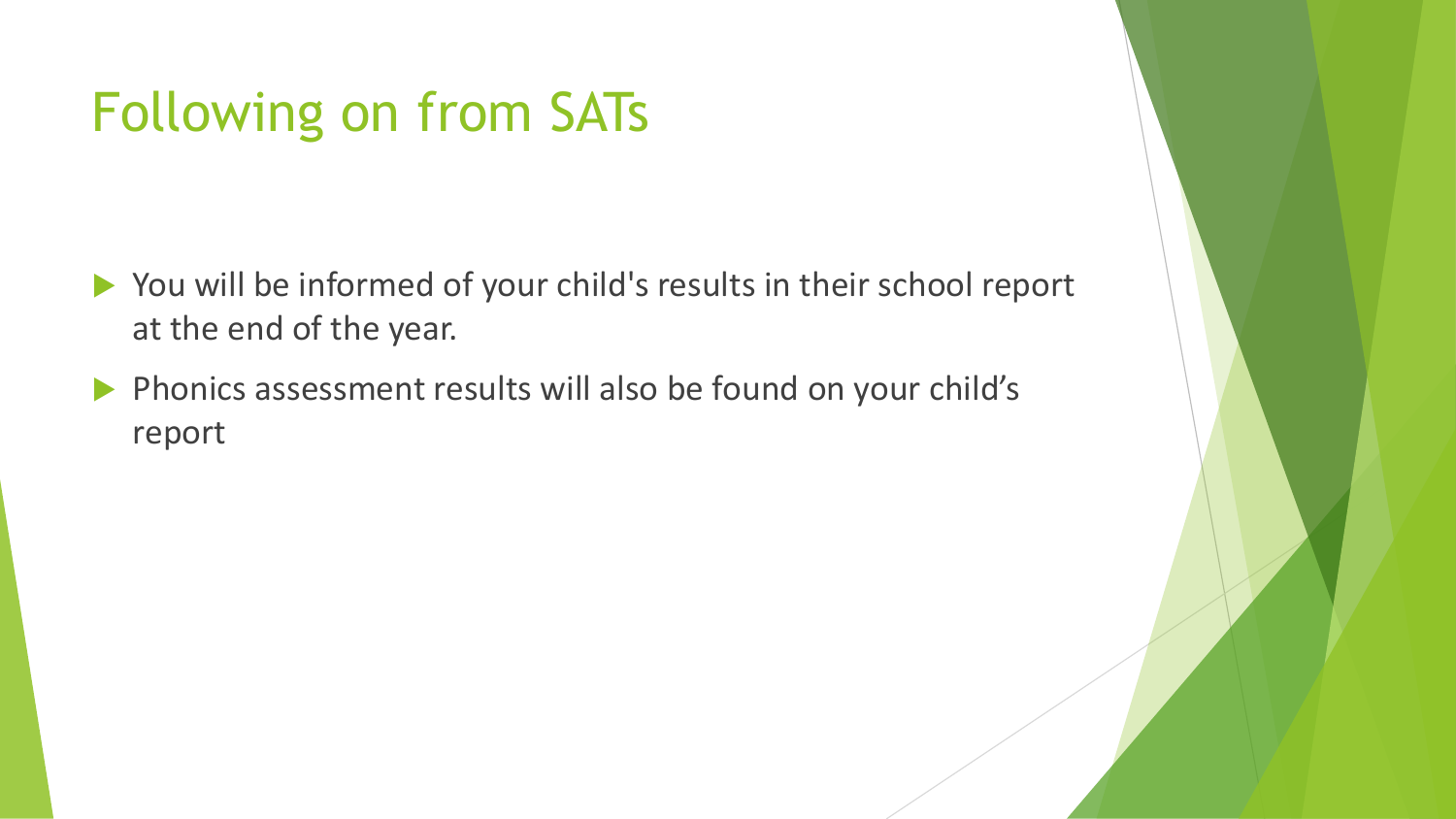# Following on from SATs

- You will be informed of your child's results in their school report at the end of the year.
- Phonics assessment results will also be found on your child's report